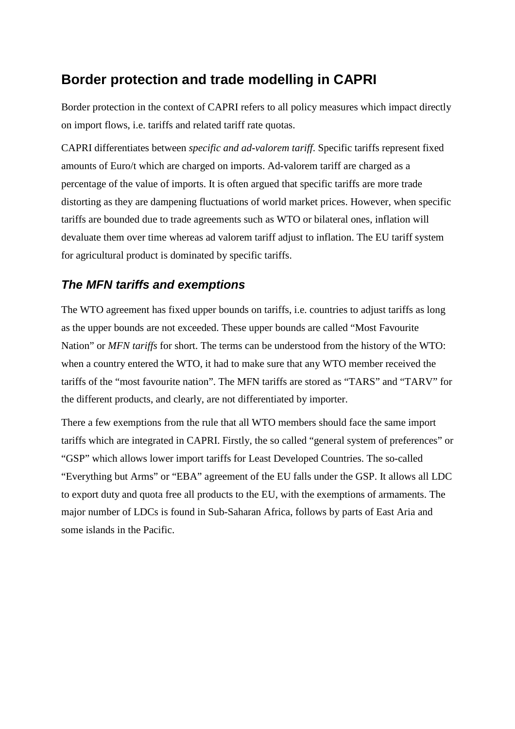# Border protection and trade modelling in CAPRI

Border protection in the context of CAPRI refers to all policy measures which impact directly on import flows, i.e. tariffs and related tariff rate quotas.

CAPRI differentiates between *specific and ad-valorem tariff.* Specific tariffs represent fixed amounts of Euro/t which are charged on imports. Ad-valorem tariff are charged as a percentage of the value of imports. It is often argued that specific tariffs are more trade distorting as they are dampening fluctuations of world market prices. However, when specific tariffs are bounded due to trade agreements such as WTO or bilateral ones, inflation will devaluate them over time whereas ad valorem tariff adjust to inflation. The EU tariff system for agricultural product is dominated by specific tariffs.

## *The MFN tariffs and exemptions*

The WTO agreement has fixed upper bounds on tariffs, i.e. countries to adjust tariffs as long as the upper bounds are not exceeded. These upper bounds are called "Most Favourite Nation" or *MFN tariffs* for short. The terms can be understood from the history of the WTO: when a country entered the WTO, it had to make sure that any WTO member received the tariffs of the "most favourite nation". The MFN tariffs are stored as "TARS" and "TARV" for the different products, and clearly, are not differentiated by importer.

There a few exemptions from the rule that all WTO members should face the same import tariffs which are integrated in CAPRI. Firstly, the so called "general system of preferences" or "GSP" which allows lower import tariffs for Least Developed Countries. The so-called "Everything but Arms" or "EBA" agreement of the EU falls under the GSP. It allows all LDC to export duty and quota free all products to the EU, with the exemptions of armaments. The major number of LDCs is found in Sub-Saharan Africa, follows by parts of East Aria and some islands in the Pacific.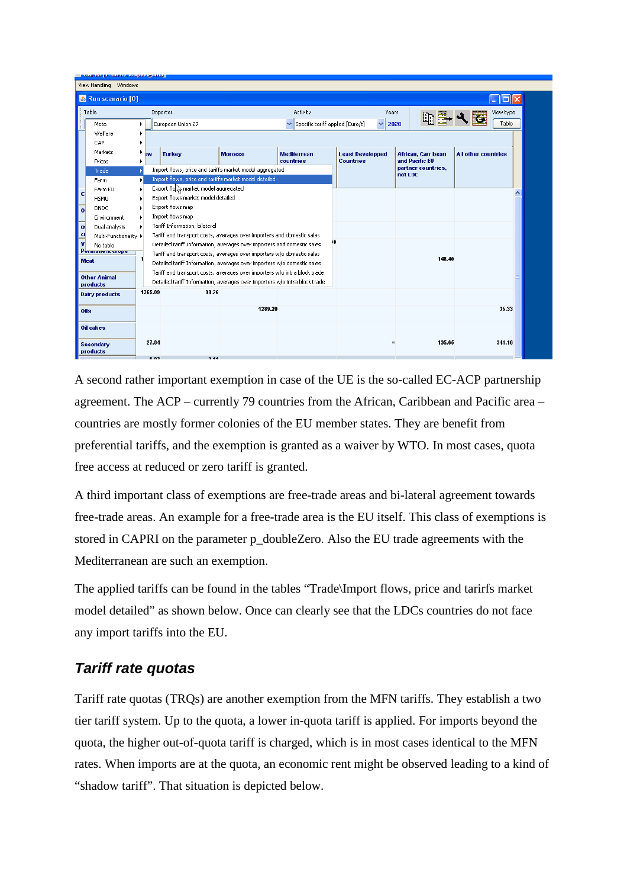A second rather important exemption in case of the UE is the so-called EC-ACP partnership agreement. The ACP – currently 79 countries from the African, Caribbean and Pacific area – countries are mostly former colonies of the EU member states. They are benefit from preferential tariffs, and the exemption is granted as a waiver by WTO. In most cases, quota free access at reduced or zero tariff is granted.

A third important class of exemptions are free-trade areas and bi-lateral agreement towards free-trade areas. An example for a free-trade area is the EU itself. This class of exemptions is stored in CAPRI on the parameter p_doubleZero. Also the EU trade agreements with the Mediterranean are such an exemption.

The applied tariffs can be found in the tables "Trade\Import flows, price and tarirfs market model detailed" as shown below. Once can clearly see that the LDCs countries do not face any import tariffs into the EU.

### *Tariff rate quotas*

Tariff rate quotas (TRQs) are another exemption from the MFN tariffs. They establish a two tier tariff system. Up to the quota, a lower in-quota tariff is applied. For imports beyond the quota, the higher out-of-quota tariff is charged, which is in most cases identical to the MFN rates. When imports are at the quota, an economic rent might be observed leading to a kind of "shadow tariff". That situation is depicted below.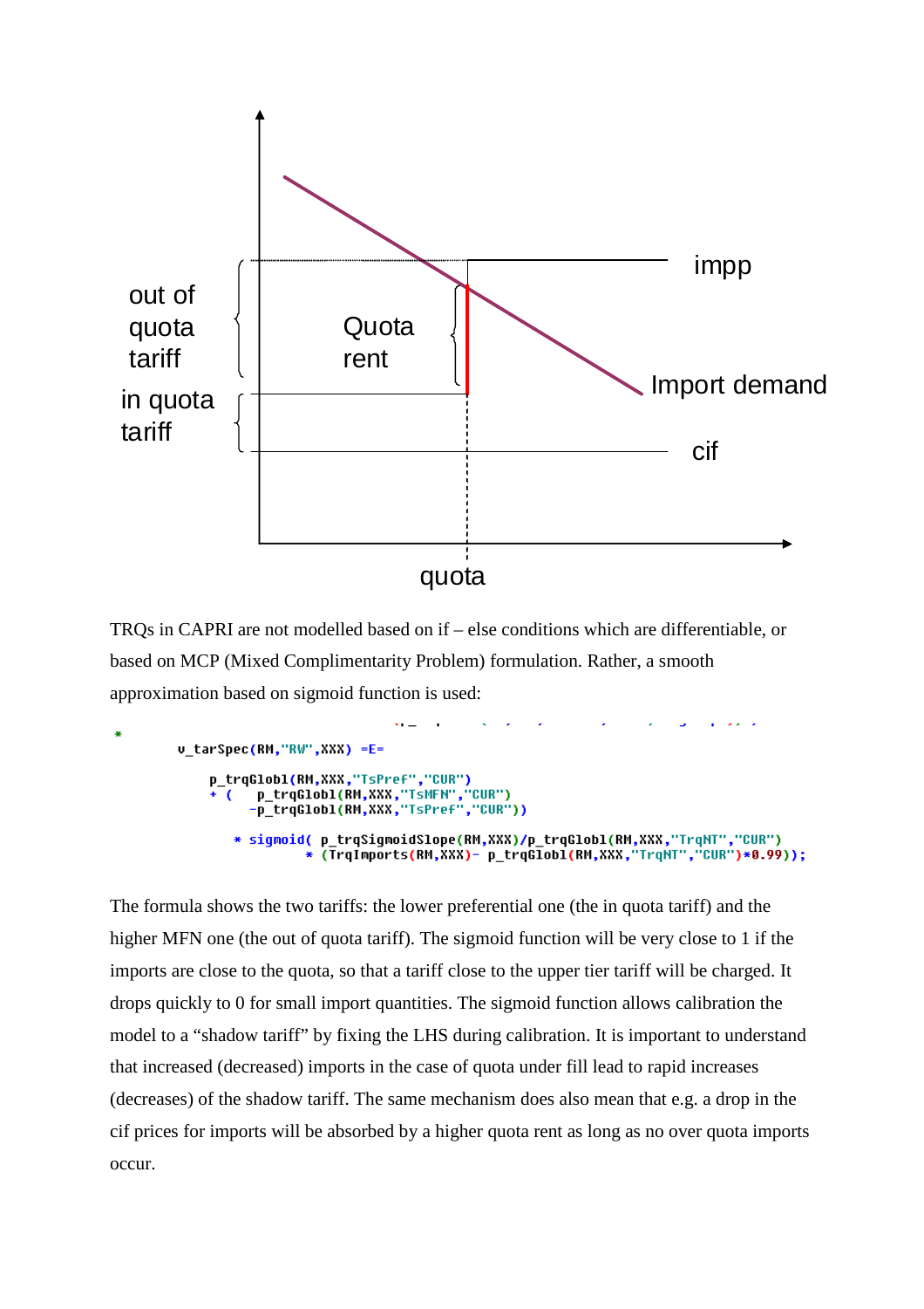out of quota tariff

in quota tariff

Quota rent

impp

Import demand

cif

quota

TRQs in CAPRI are not modelled based on if – else conditions which are differentiable, or based on MCP (Mixed Complimentarity Problem) formulation. Rather, a smooth approximation based on sigmoid function is used:

```
*
        v_tarSpec(RM,"RW",XXX) =E=

            p_trqGlobl(RM,XXX,"TsPref","CUR")
          + (   p_trqGlobl(RM,XXX,"TsMFN","CUR")
               -p_trqGlobl(RM,XXX,"TsPref","CUR"))

               * sigmoid( p_trqSigmoidSlope(RM,XXX)/p_trqGlobl(RM,XXX,"TrqNT","CUR")
                         * (TrqImports(RM,XXX)- p_trqGlobl(RM,XXX,"TrqNT","CUR")*0.99));
```

The formula shows the two tariffs: the lower preferential one (the in quota tariff) and the higher MFN one (the out of quota tariff). The sigmoid function will be very close to 1 if the imports are close to the quota, so that a tariff close to the upper tier tariff will be charged. It drops quickly to 0 for small import quantities. The sigmoid function allows calibration the model to a "shadow tariff" by fixing the LHS during calibration. It is important to understand that increased (decreased) imports in the case of quota under fill lead to rapid increases (decreases) of the shadow tariff. The same mechanism does also mean that e.g. a drop in the cif prices for imports will be absorbed by a higher quota rent as long as no over quota imports occur.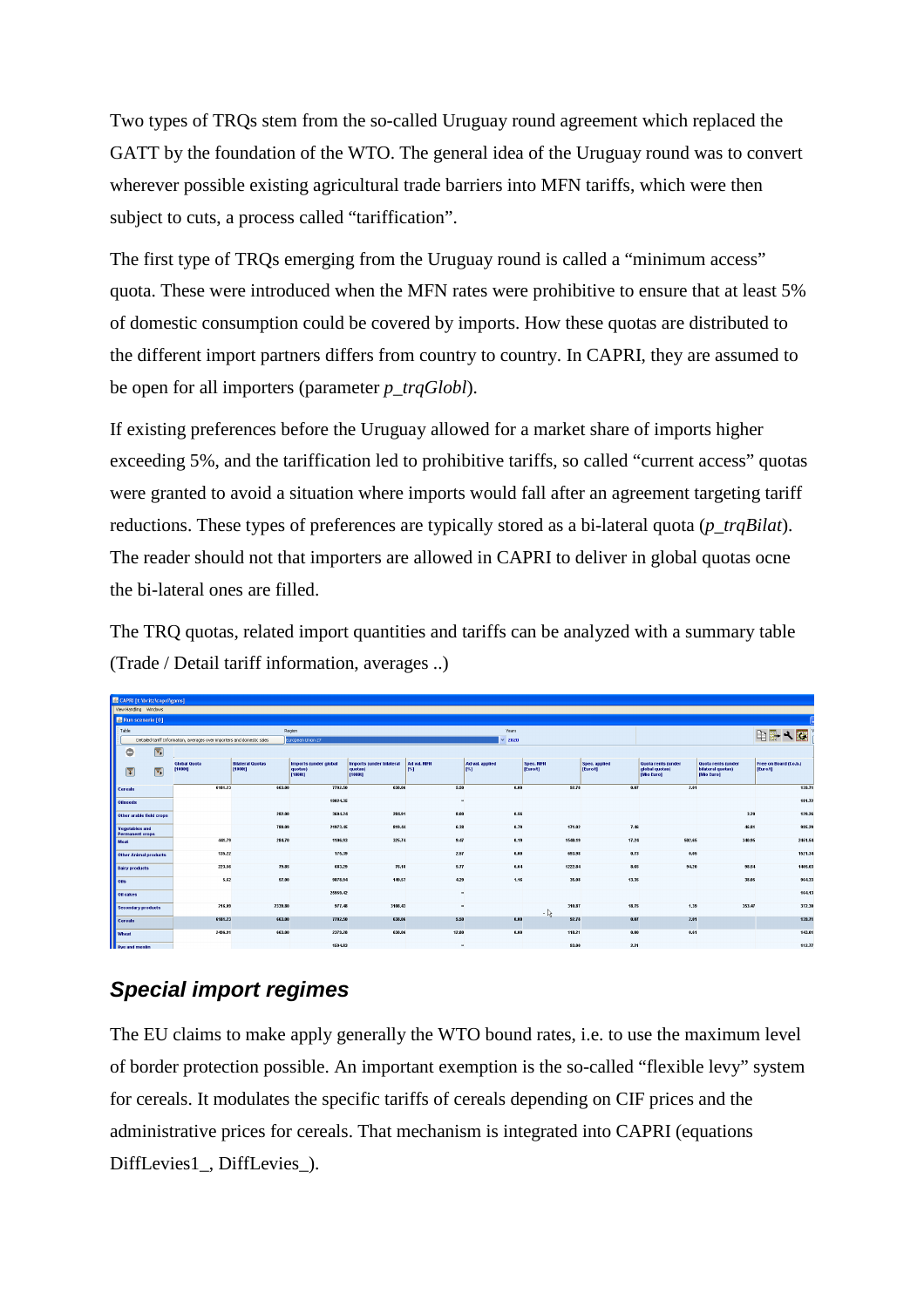Two types of TRQs stem from the so-called Uruguay round agreement which replaced the GATT by the foundation of the WTO. The general idea of the Uruguay round was to convert wherever possible existing agricultural trade barriers into MFN tariffs, which were then subject to cuts, a process called “tariffication”.

The first type of TRQs emerging from the Uruguay round is called a “minimum access” quota. These were introduced when the MFN rates were prohibitive to ensure that at least 5% of domestic consumption could be covered by imports. How these quotas are distributed to the different import partners differs from country to country. In CAPRI, they are assumed to be open for all importers (parameter *p_trqGlobl*).

If existing preferences before the Uruguay allowed for a market share of imports higher exceeding 5%, and the tariffication led to prohibitive tariffs, so called “current access” quotas were granted to avoid a situation where imports would fall after an agreement targeting tariff reductions. These types of preferences are typically stored as a bi-lateral quota (*p_trqBilat*). The reader should not that importers are allowed in CAPRI to deliver in global quotas ocne the bi-lateral ones are filled.

The TRQ quotas, related import quantities and tariffs can be analyzed with a summary table (Trade / Detail tariff information, averages ..)

## *Special import regimes*

The EU claims to make apply generally the WTO bound rates, i.e. to use the maximum level of border protection possible. An important exemption is the so-called “flexible levy” system for cereals. It modulates the specific tariffs of cereals depending on CIF prices and the administrative prices for cereals. That mechanism is integrated into CAPRI (equations DiffLevies1_, DiffLevies_).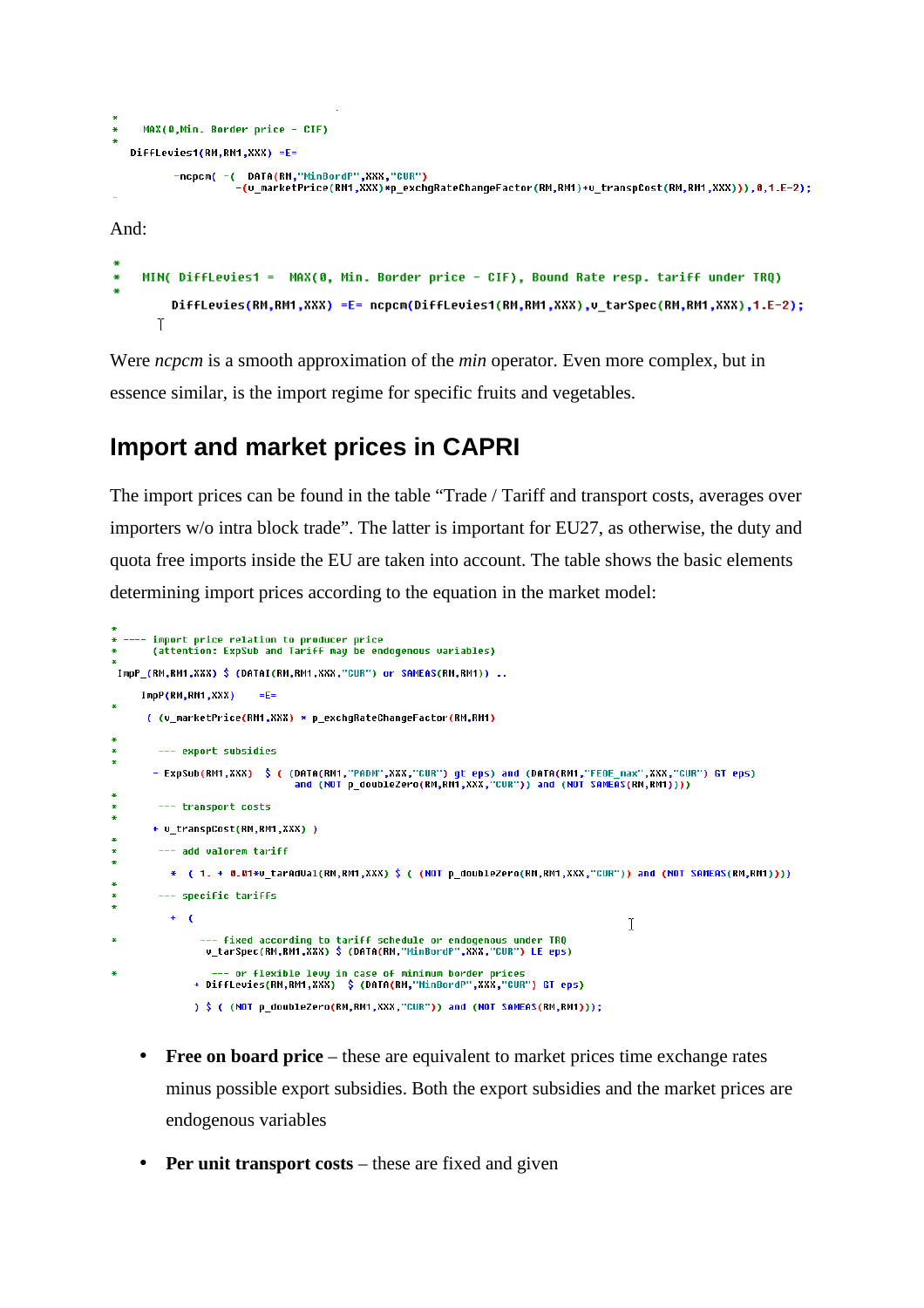```
*
*    MAX(0,Min. Border price - CIF)
*
   DiffLevies1(RM,RM1,XXX) =E=

         -ncpcm( -(  DATA(RM,"MinBordP",XXX,"CUR")
                   -(v_marketPrice(RM1,XXX)*p_exchgRateChangeFactor(RM,RM1)+v_transpCost(RM,RM1,XXX))),0,1.E-2);
```

And:

```
*
*    MIN( DiffLevies1 =  MAX(0, Min. Border price - CIF), Bound Rate resp. tariff under TRQ)
*
        DiffLevies(RM,RM1,XXX) =E= ncpcm(DiffLevies1(RM,RM1,XXX),v_tarSpec(RM,RM1,XXX),1.E-2);
```

Were *ncpcm* is a smooth approximation of the *min* operator. Even more complex, but in essence similar, is the import regime for specific fruits and vegetables.

## Import and market prices in CAPRI

The import prices can be found in the table "Trade / Tariff and transport costs, averages over importers w/o intra block trade". The latter is important for EU27, as otherwise, the duty and quota free imports inside the EU are taken into account. The table shows the basic elements determining import prices according to the equation in the market model:

```
*
* ---- import price relation to producer price
*      (attention: ExpSub and Tariff may be endogenous variables)
*
 ImpP_(RM,RM1,XXX) $ (DATAI(RM,RM1,XXX,"CUR") or SAMEAS(RM,RM1)) ..

     ImpP(RM,RM1,XXX)     =E=
*
      ( (v_marketPrice(RM1,XXX) * p_exchgRateChangeFactor(RM,RM1)

*
*       --- export subsidies
*
       - ExpSub(RM1,XXX)   $ ( (DATA(RM1,"PADM",XXX,"CUR") gt eps) and (DATA(RM1,"FEOE_max",XXX,"CUR") GT eps)
                              and (NOT p_doubleZero(RM,RM1,XXX,"CUR")) and (NOT SAMEAS(RM,RM1))))
*
*       --- transport costs
*
       + v_transpCost(RM,RM1,XXX) )
*
*       --- add valorem tariff
*
         * ( 1. + 0.01*v_tarAdVal(RM,RM1,XXX) $ ( (NOT p_doubleZero(RM,RM1,XXX,"CUR")) and (NOT SAMEAS(RM,RM1))))
*
*       --- specific tariffs
*
         + (

*              --- fixed according to tariff schedule or endogenous under TRQ
                v_tarSpec(RM,RM1,XXX) $ (DATA(RM,"MinBordP",XXX,"CUR") LE eps)

*               --- or flexible levy in case of minimum border prices
              + DiffLevies(RM,RM1,XXX)  $ (DATA(RM,"MinBordP",XXX,"CUR") GT eps)

              ) $ ( (NOT p_doubleZero(RM,RM1,XXX,"CUR")) and (NOT SAMEAS(RM,RM1)));
```

- **Free on board price** – these are equivalent to market prices time exchange rates minus possible export subsidies. Both the export subsidies and the market prices are endogenous variables
- **Per unit transport costs** – these are fixed and given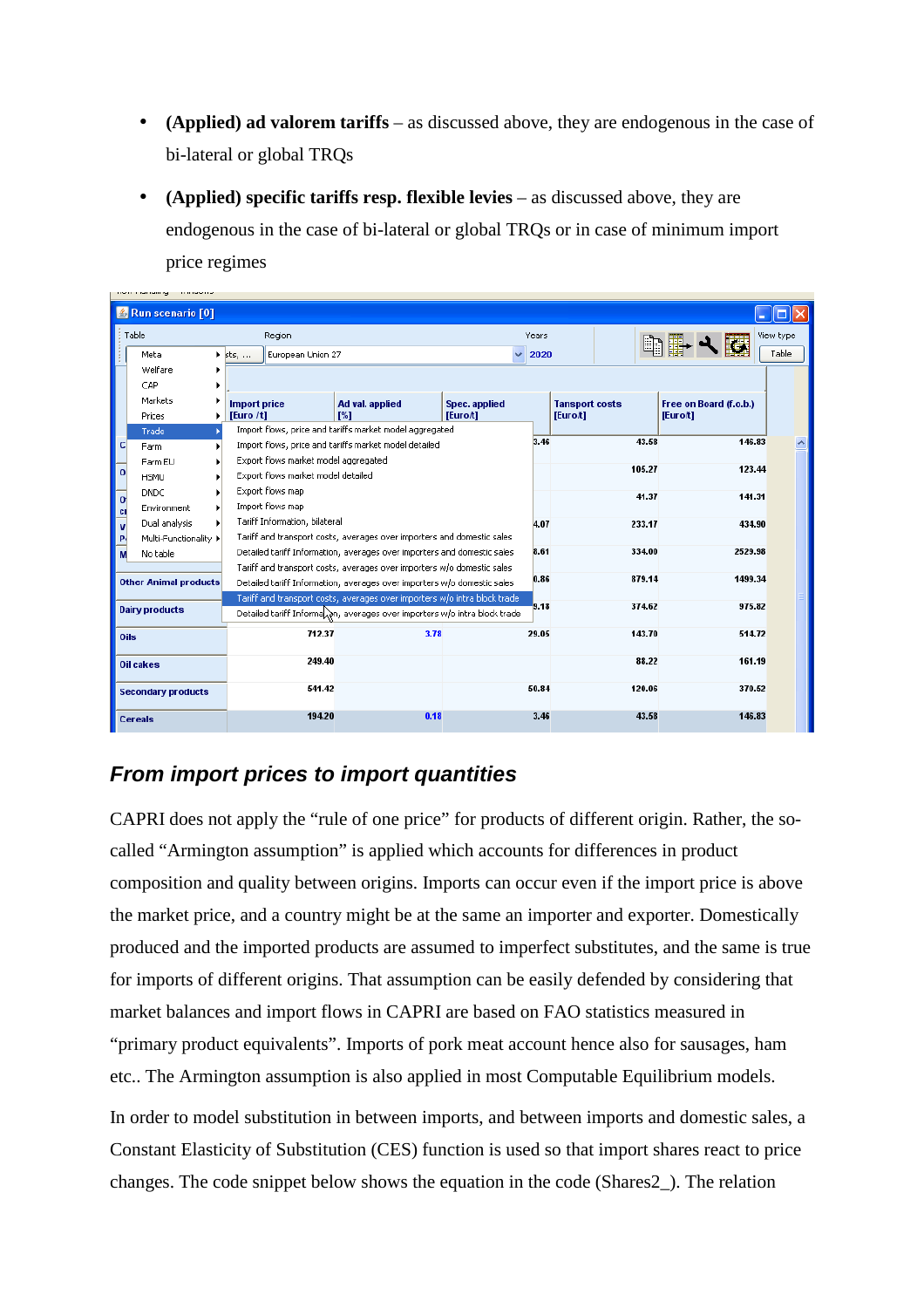- **(Applied) ad valorem tariffs** – as discussed above, they are endogenous in the case of bi-lateral or global TRQs
- **(Applied) specific tariffs resp. flexible levies** – as discussed above, they are endogenous in the case of bi-lateral or global TRQs or in case of minimum import price regimes

### *From import prices to import quantities*

CAPRI does not apply the “rule of one price” for products of different origin. Rather, the so-called “Armington assumption” is applied which accounts for differences in product composition and quality between origins. Imports can occur even if the import price is above the market price, and a country might be at the same an importer and exporter. Domestically produced and the imported products are assumed to imperfect substitutes, and the same is true for imports of different origins. That assumption can be easily defended by considering that market balances and import flows in CAPRI are based on FAO statistics measured in “primary product equivalents”. Imports of pork meat account hence also for sausages, ham etc.. The Armington assumption is also applied in most Computable Equilibrium models.

In order to model substitution in between imports, and between imports and domestic sales, a Constant Elasticity of Substitution (CES) function is used so that import shares react to price changes. The code snippet below shows the equation in the code (Shares2_). The relation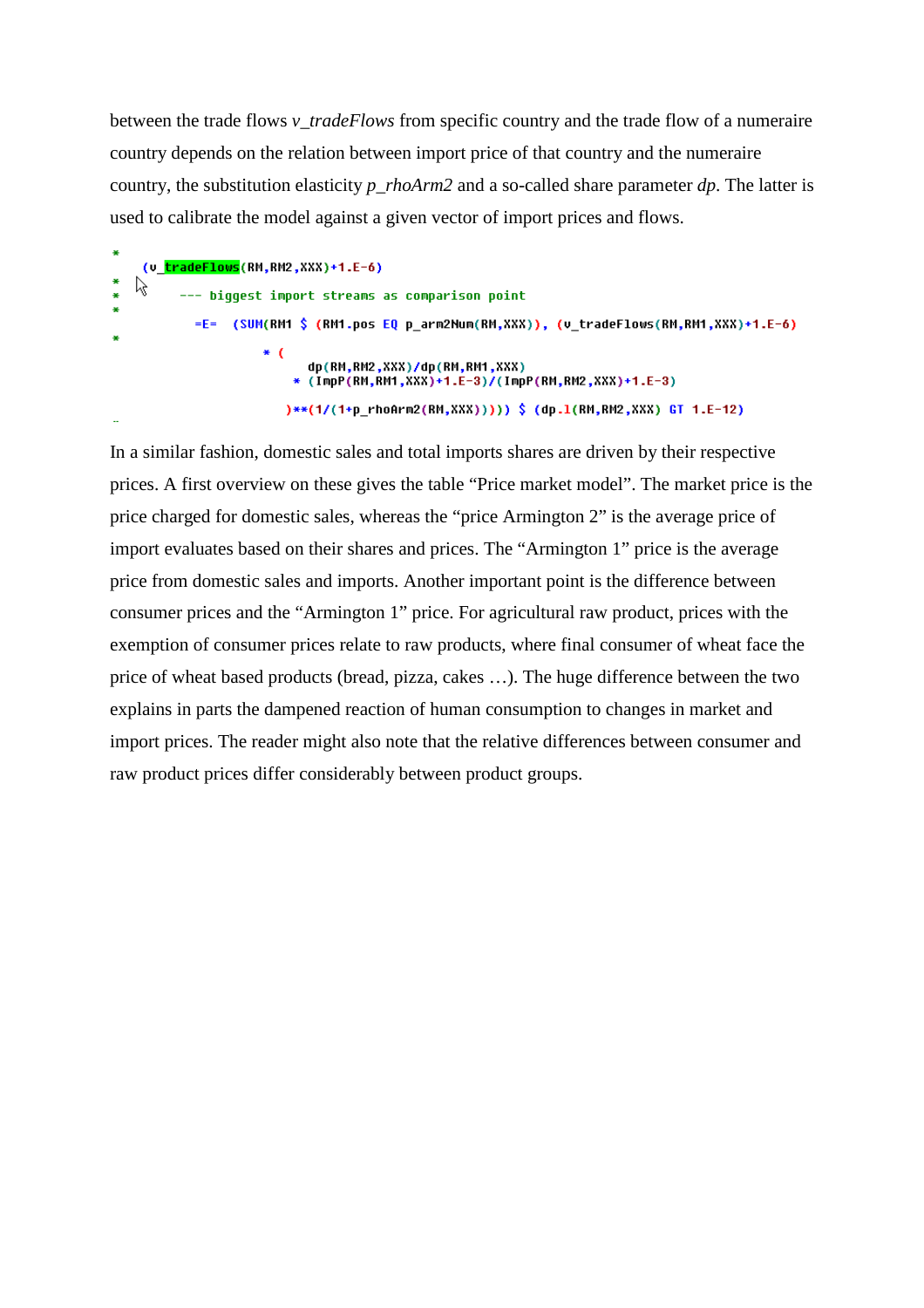between the trade flows *v_tradeFlows* from specific country and the trade flow of a numeraire country depends on the relation between import price of that country and the numeraire country, the substitution elasticity *p_rhoArm2* and a so-called share parameter *dp*. The latter is used to calibrate the model against a given vector of import prices and flows.

```
*
    (v_tradeFlows(RM,RM2,XXX)+1.E-6)
*
*       --- biggest import streams as comparison point
*
          =E=  (SUM(RM1 $ (RM1.pos EQ p_arm2Num(RM,XXX)), (v_tradeFlows(RM,RM1,XXX)+1.E-6)
*
                    * (
                          dp(RM,RM2,XXX)/dp(RM,RM1,XXX)
                        * (ImpP(RM,RM1,XXX)+1.E-3)/(ImpP(RM,RM2,XXX)+1.E-3)

                       )**(1/(1+p_rhoArm2(RM,XXX))))) $ (dp.l(RM,RM2,XXX) GT 1.E-12)
```

In a similar fashion, domestic sales and total imports shares are driven by their respective prices. A first overview on these gives the table “Price market model”. The market price is the price charged for domestic sales, whereas the “price Armington 2” is the average price of import evaluates based on their shares and prices. The “Armington 1” price is the average price from domestic sales and imports. Another important point is the difference between consumer prices and the “Armington 1” price. For agricultural raw product, prices with the exemption of consumer prices relate to raw products, where final consumer of wheat face the price of wheat based products (bread, pizza, cakes …). The huge difference between the two explains in parts the dampened reaction of human consumption to changes in market and import prices. The reader might also note that the relative differences between consumer and raw product prices differ considerably between product groups.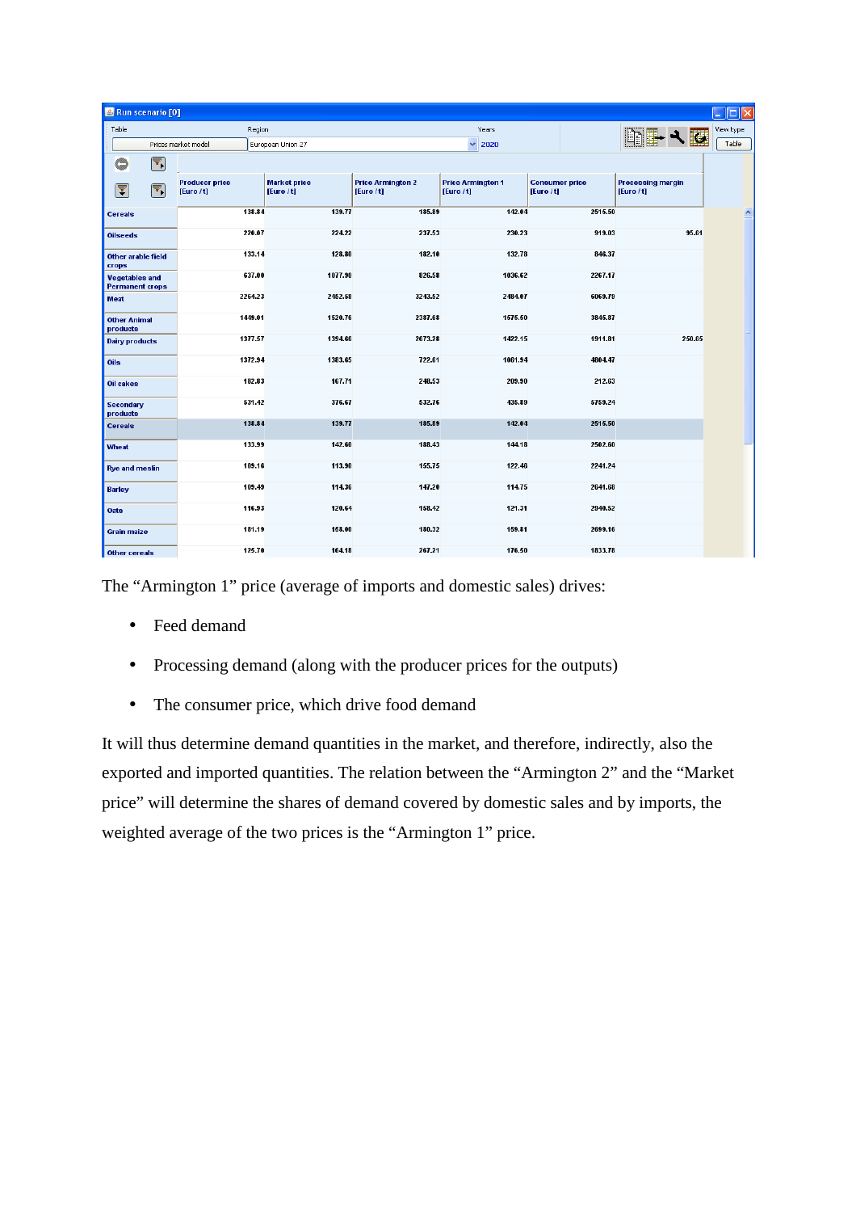| | Producer price [Euro /t] | Market price [Euro /t] | Price Armington 2 [Euro /t] | Price Armington 1 [Euro /t] | Consumer price [Euro /t] | Processing margin [Euro /t] |
|---|---|---|---|---|---|---|
| Cereals | 138.84 | 139.77 | 185.89 | 142.04 | 2516.50 | |
| Oilseeds | 220.07 | 224.22 | 237.53 | 230.23 | 919.03 | 95.61 |
| Other arable field crops | 133.14 | 128.80 | 182.10 | 132.78 | 846.37 | |
| Vegetables and Permanent crops | 637.00 | 1077.90 | 826.58 | 1036.62 | 2267.17 | |
| Meat | 2264.23 | 2452.58 | 3243.52 | 2484.07 | 6069.79 | |
| Other Animal products | 1449.01 | 1520.76 | 2387.68 | 1576.60 | 3846.87 | |
| Dairy products | 1377.57 | 1394.66 | 2673.28 | 1422.15 | 1911.81 | 250.65 |
| Oils | 1372.94 | 1383.65 | 722.61 | 1061.94 | 4804.47 | |
| Oil cakes | 182.83 | 167.71 | 248.53 | 209.90 | 212.63 | |
| Secondary products | 521.42 | 376.67 | 532.76 | 435.89 | 5759.24 | |
| Cereals | 138.84 | 139.77 | 185.89 | 142.04 | 2516.50 | |
| Wheat | 133.99 | 142.60 | 188.43 | 144.18 | 2502.60 | |
| Rye and meslin | 109.16 | 113.90 | 155.75 | 122.46 | 2241.24 | |
| Barley | 109.49 | 114.36 | 147.20 | 114.75 | 2641.68 | |
| Oats | 116.93 | 120.64 | 158.42 | 121.31 | 2940.52 | |
| Grain maize | 181.19 | 158.00 | 180.32 | 159.81 | 2699.16 | |
| Other cereals | 125.70 | 164.18 | 267.21 | 176.50 | 1833.78 | |

The “Armington 1” price (average of imports and domestic sales) drives:

- Feed demand
- Processing demand (along with the producer prices for the outputs)
- The consumer price, which drive food demand

It will thus determine demand quantities in the market, and therefore, indirectly, also the exported and imported quantities. The relation between the “Armington 2” and the “Market price” will determine the shares of demand covered by domestic sales and by imports, the weighted average of the two prices is the “Armington 1” price.